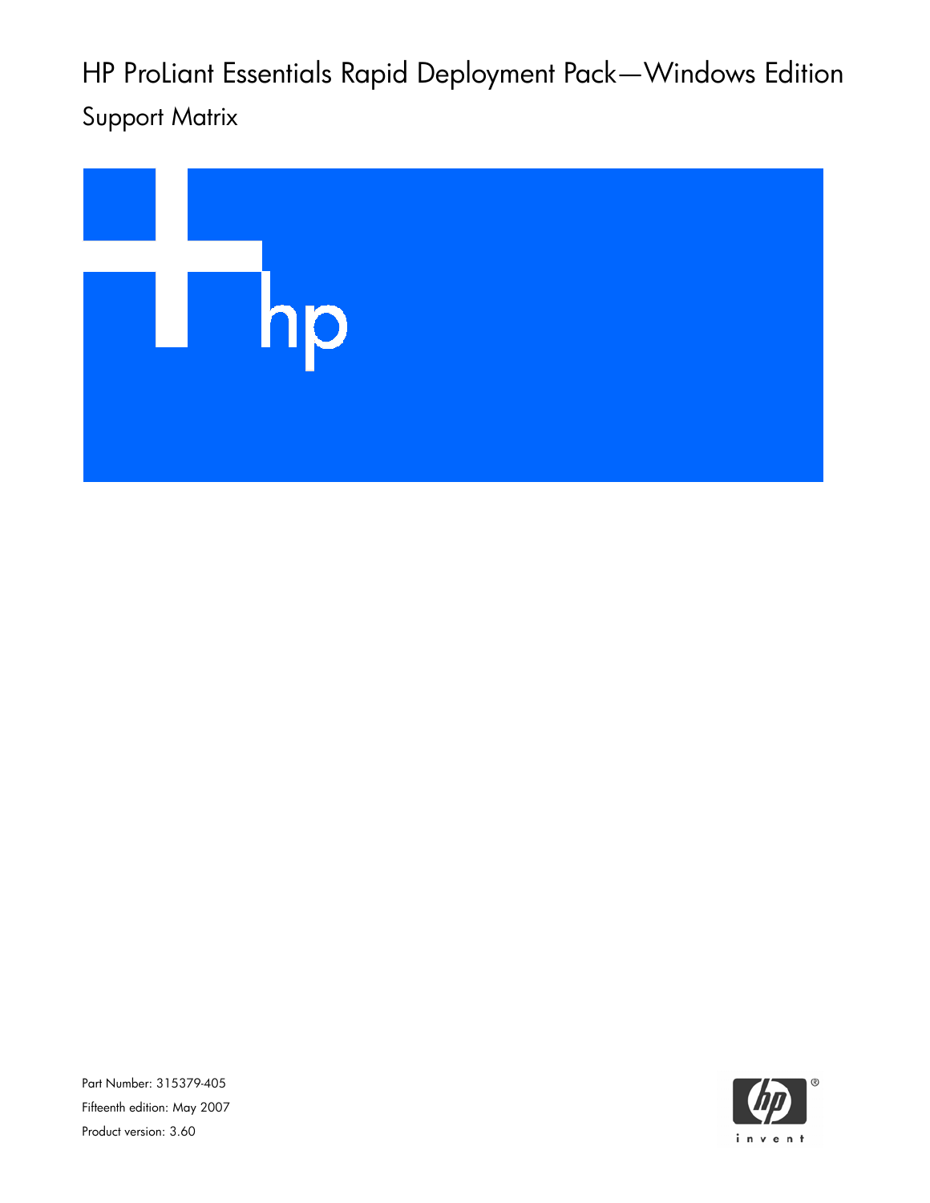# HP ProLiant Essentials Rapid Deployment Pack—Windows Edition

## Support Matrix

Part Number: 315379-405

Fifteenth edition: May 2007

Product version: 3.60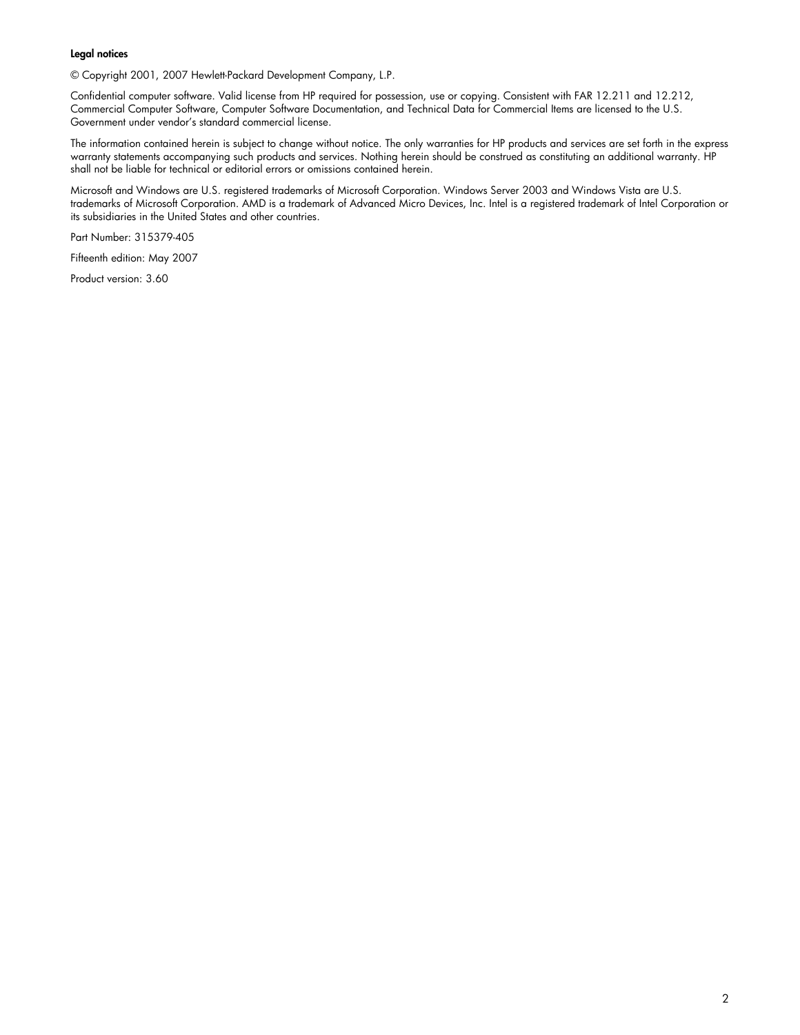**Legal notices**

© Copyright 2001, 2007 Hewlett-Packard Development Company, L.P.

Confidential computer software. Valid license from HP required for possession, use or copying. Consistent with FAR 12.211 and 12.212, Commercial Computer Software, Computer Software Documentation, and Technical Data for Commercial Items are licensed to the U.S. Government under vendor's standard commercial license.

The information contained herein is subject to change without notice. The only warranties for HP products and services are set forth in the express warranty statements accompanying such products and services. Nothing herein should be construed as constituting an additional warranty. HP shall not be liable for technical or editorial errors or omissions contained herein.

Microsoft and Windows are U.S. registered trademarks of Microsoft Corporation. Windows Server 2003 and Windows Vista are U.S. trademarks of Microsoft Corporation. AMD is a trademark of Advanced Micro Devices, Inc. Intel is a registered trademark of Intel Corporation or its subsidiaries in the United States and other countries.

Part Number: 315379-405

Fifteenth edition: May 2007

Product version: 3.60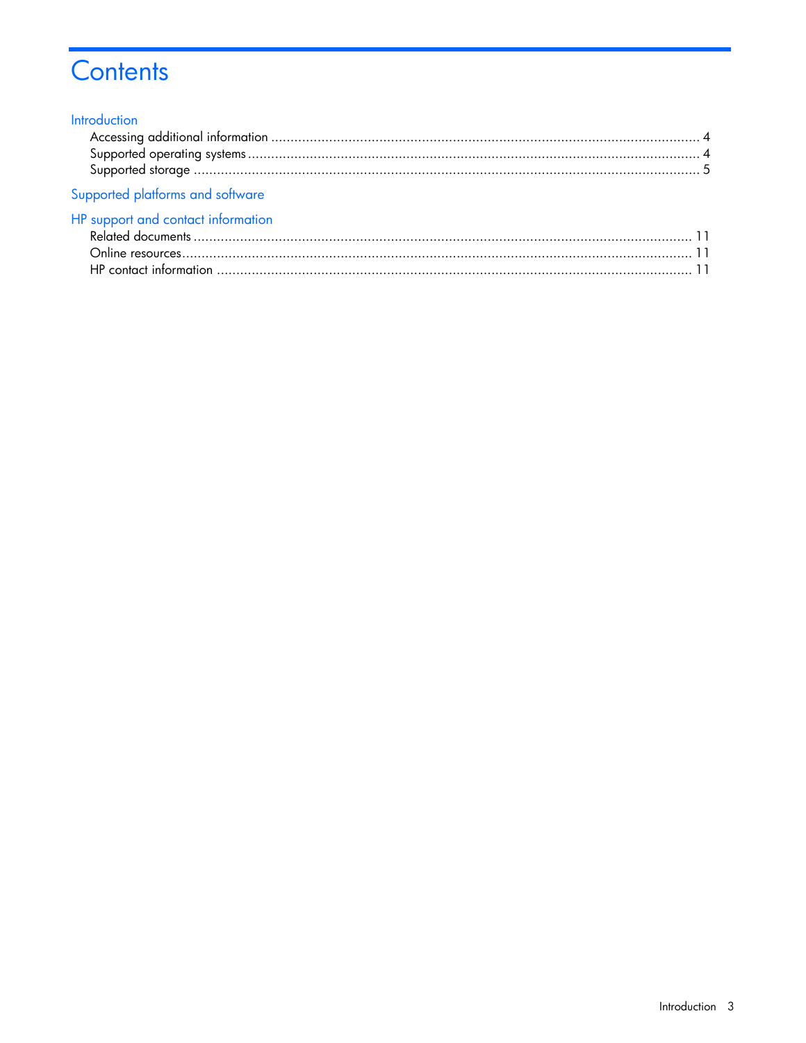# Contents

Introduction
- Accessing additional information .................................................................................................... 4
- Supported operating systems .......................................................................................................... 4
- Supported storage .......................................................................................................................... 5

Supported platforms and software

HP support and contact information
- Related documents ....................................................................................................................... 11
- Online resources .......................................................................................................................... 11
- HP contact information ................................................................................................................. 11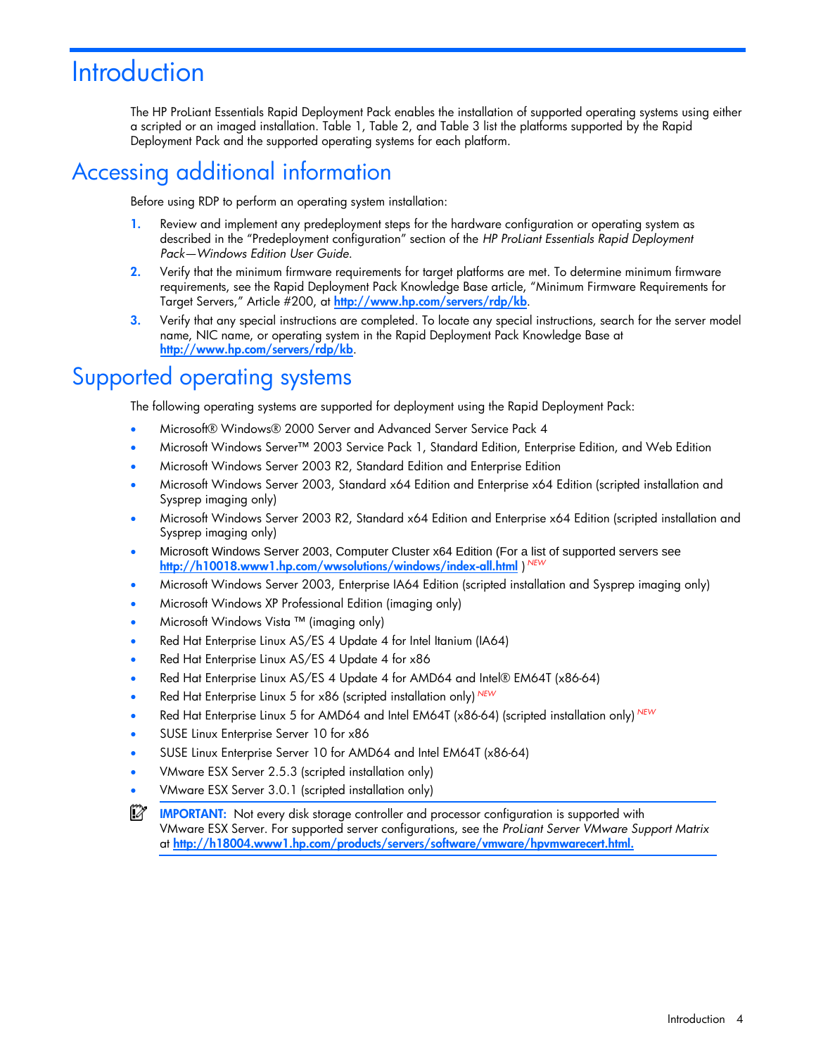# Introduction

The HP ProLiant Essentials Rapid Deployment Pack enables the installation of supported operating systems using either a scripted or an imaged installation. Table 1, Table 2, and Table 3 list the platforms supported by the Rapid Deployment Pack and the supported operating systems for each platform.

# Accessing additional information

Before using RDP to perform an operating system installation:

1. Review and implement any predeployment steps for the hardware configuration or operating system as described in the "Predeployment configuration" section of the *HP ProLiant Essentials Rapid Deployment Pack—Windows Edition User Guide.*
2. Verify that the minimum firmware requirements for target platforms are met. To determine minimum firmware requirements, see the Rapid Deployment Pack Knowledge Base article, "Minimum Firmware Requirements for Target Servers," Article #200, at **http://www.hp.com/servers/rdp/kb**.
3. Verify that any special instructions are completed. To locate any special instructions, search for the server model name, NIC name, or operating system in the Rapid Deployment Pack Knowledge Base at **http://www.hp.com/servers/rdp/kb**.

# Supported operating systems

The following operating systems are supported for deployment using the Rapid Deployment Pack:

- Microsoft® Windows® 2000 Server and Advanced Server Service Pack 4
- Microsoft Windows Server™ 2003 Service Pack 1, Standard Edition, Enterprise Edition, and Web Edition
- Microsoft Windows Server 2003 R2, Standard Edition and Enterprise Edition
- Microsoft Windows Server 2003, Standard x64 Edition and Enterprise x64 Edition (scripted installation and Sysprep imaging only)
- Microsoft Windows Server 2003 R2, Standard x64 Edition and Enterprise x64 Edition (scripted installation and Sysprep imaging only)
- Microsoft Windows Server 2003, Computer Cluster x64 Edition (For a list of supported servers see **http://h10018.www1.hp.com/wwsolutions/windows/index-all.html** ) *NEW*
- Microsoft Windows Server 2003, Enterprise IA64 Edition (scripted installation and Sysprep imaging only)
- Microsoft Windows XP Professional Edition (imaging only)
- Microsoft Windows Vista ™ (imaging only)
- Red Hat Enterprise Linux AS/ES 4 Update 4 for Intel Itanium (IA64)
- Red Hat Enterprise Linux AS/ES 4 Update 4 for x86
- Red Hat Enterprise Linux AS/ES 4 Update 4 for AMD64 and Intel® EM64T (x86-64)
- Red Hat Enterprise Linux 5 for x86 (scripted installation only) *NEW*
- Red Hat Enterprise Linux 5 for AMD64 and Intel EM64T (x86-64) (scripted installation only) *NEW*
- SUSE Linux Enterprise Server 10 for x86
- SUSE Linux Enterprise Server 10 for AMD64 and Intel EM64T (x86-64)
- VMware ESX Server 2.5.3 (scripted installation only)
- VMware ESX Server 3.0.1 (scripted installation only)

**IMPORTANT:** Not every disk storage controller and processor configuration is supported with VMware ESX Server. For supported server configurations, see the *ProLiant Server VMware Support Matrix* at **http://h18004.www1.hp.com/products/servers/software/vmware/hpvmwarecert.html.**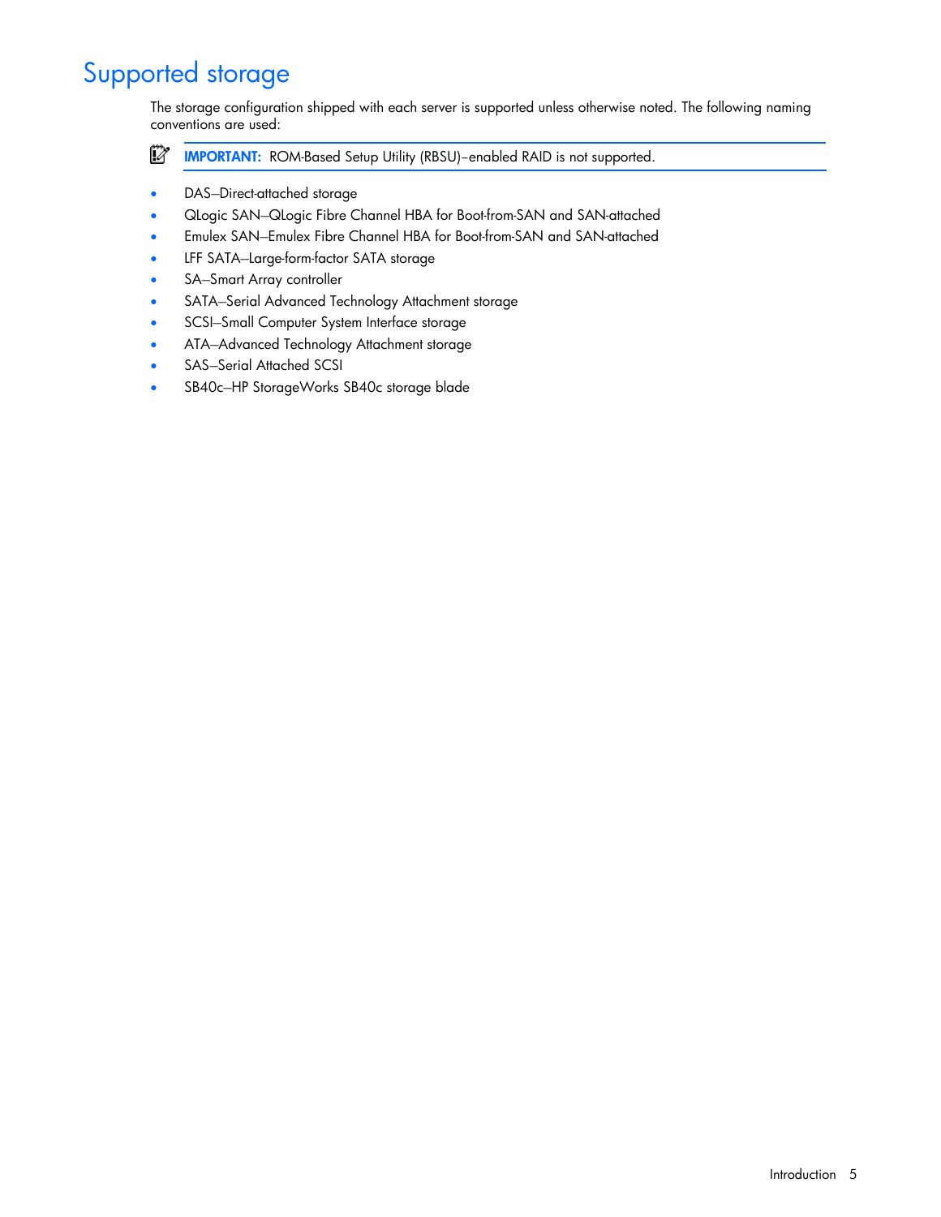# Supported storage

The storage configuration shipped with each server is supported unless otherwise noted. The following naming conventions are used:

> **IMPORTANT:** ROM-Based Setup Utility (RBSU)–enabled RAID is not supported.

- DAS—Direct-attached storage
- QLogic SAN—QLogic Fibre Channel HBA for Boot-from-SAN and SAN-attached
- Emulex SAN—Emulex Fibre Channel HBA for Boot-from-SAN and SAN-attached
- LFF SATA—Large-form-factor SATA storage
- SA—Smart Array controller
- SATA—Serial Advanced Technology Attachment storage
- SCSI—Small Computer System Interface storage
- ATA—Advanced Technology Attachment storage
- SAS—Serial Attached SCSI
- SB40c—HP StorageWorks SB40c storage blade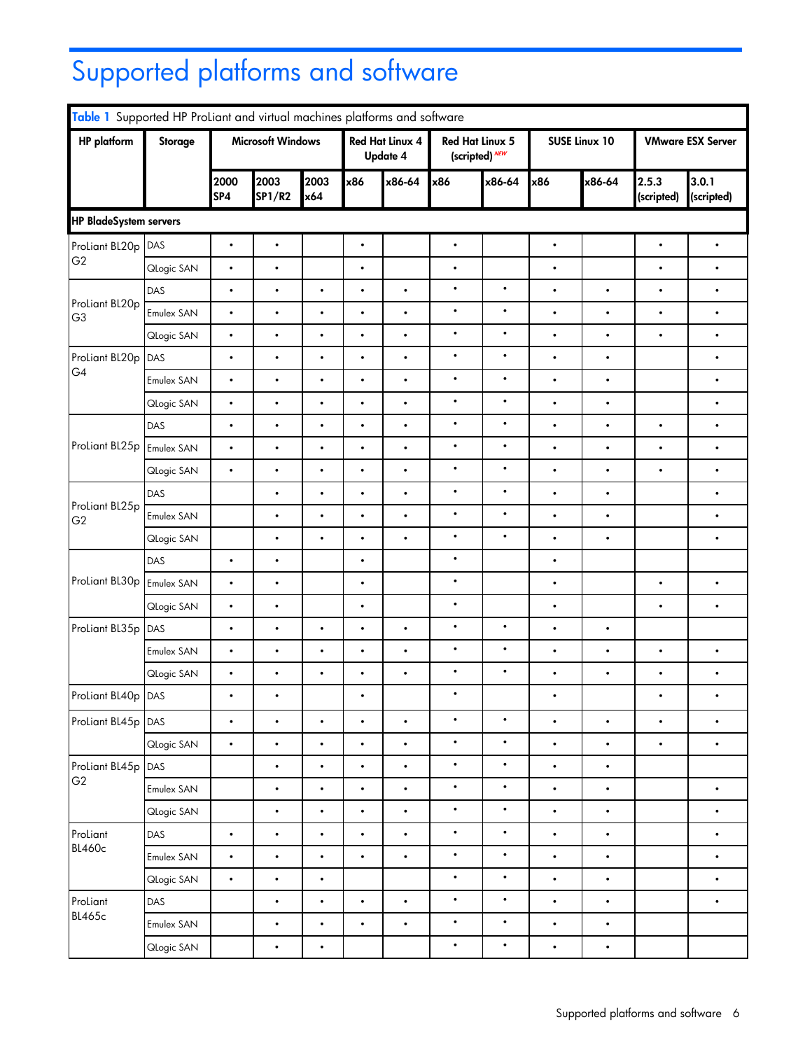# Supported platforms and software

**Table 1** Supported HP ProLiant and virtual machines platforms and software

| HP platform | Storage | Microsoft Windows | | | Red Hat Linux 4 Update 4 | | Red Hat Linux 5 (scripted) NEW | | SUSE Linux 10 | | VMware ESX Server | |
|---|---|---|---|---|---|---|---|---|---|---|---|---|
| | | 2000 SP4 | 2003 SP1/R2 | 2003 x64 | x86 | x86-64 | x86 | x86-64 | x86 | x86-64 | 2.5.3 (scripted) | 3.0.1 (scripted) |
| **HP BladeSystem servers** | | | | | | | | | | | | |
| ProLiant BL20p G2 | DAS | • | • | | • | | • | | • | | • | • |
| | QLogic SAN | • | • | | • | | • | | • | | • | • |
| ProLiant BL20p G3 | DAS | • | • | • | • | • | • | • | • | • | • | • |
| | Emulex SAN | • | • | • | • | • | • | • | • | • | • | • |
| | QLogic SAN | • | • | • | • | • | • | • | • | • | • | • |
| ProLiant BL20p G4 | DAS | • | • | • | • | • | • | • | • | • | | • |
| | Emulex SAN | • | • | • | • | • | • | • | • | • | | • |
| | QLogic SAN | • | • | • | • | • | • | • | • | • | | • |
| ProLiant BL25p | DAS | • | • | • | • | • | • | • | • | • | • | • |
| | Emulex SAN | • | • | • | • | • | • | • | • | • | • | • |
| | QLogic SAN | • | • | • | • | • | • | • | • | • | • | • |
| ProLiant BL25p G2 | DAS | | • | • | • | • | • | • | • | • | | • |
| | Emulex SAN | | • | • | • | • | • | • | • | • | | • |
| | QLogic SAN | | • | • | • | • | • | • | • | • | | • |
| ProLiant BL30p | DAS | • | • | | • | | • | | • | | | |
| | Emulex SAN | • | • | | • | | • | | • | | • | • |
| | QLogic SAN | • | • | | • | | • | | • | | • | • |
| ProLiant BL35p | DAS | • | • | • | • | • | • | • | • | • | | |
| | Emulex SAN | • | • | • | • | • | • | • | • | • | • | • |
| | QLogic SAN | • | • | • | • | • | • | • | • | • | • | • |
| ProLiant BL40p | DAS | • | • | | • | | • | | • | | • | • |
| ProLiant BL45p | DAS | • | • | • | • | • | • | • | • | • | • | • |
| | QLogic SAN | • | • | • | • | • | • | • | • | • | • | • |
| ProLiant BL45p G2 | DAS | | • | • | • | • | • | • | • | • | | |
| | Emulex SAN | | • | • | • | • | • | • | • | • | | • |
| | QLogic SAN | | • | • | • | • | • | • | • | • | | • |
| ProLiant BL460c | DAS | • | • | • | • | • | • | • | • | • | | • |
| | Emulex SAN | • | • | • | • | • | • | • | • | • | | • |
| | QLogic SAN | • | • | • | | | • | • | • | • | | • |
| ProLiant BL465c | DAS | | • | • | • | • | • | • | • | • | | • |
| | Emulex SAN | | • | • | • | • | • | • | • | • | | |
| | QLogic SAN | | • | • | | | • | • | • | • | | |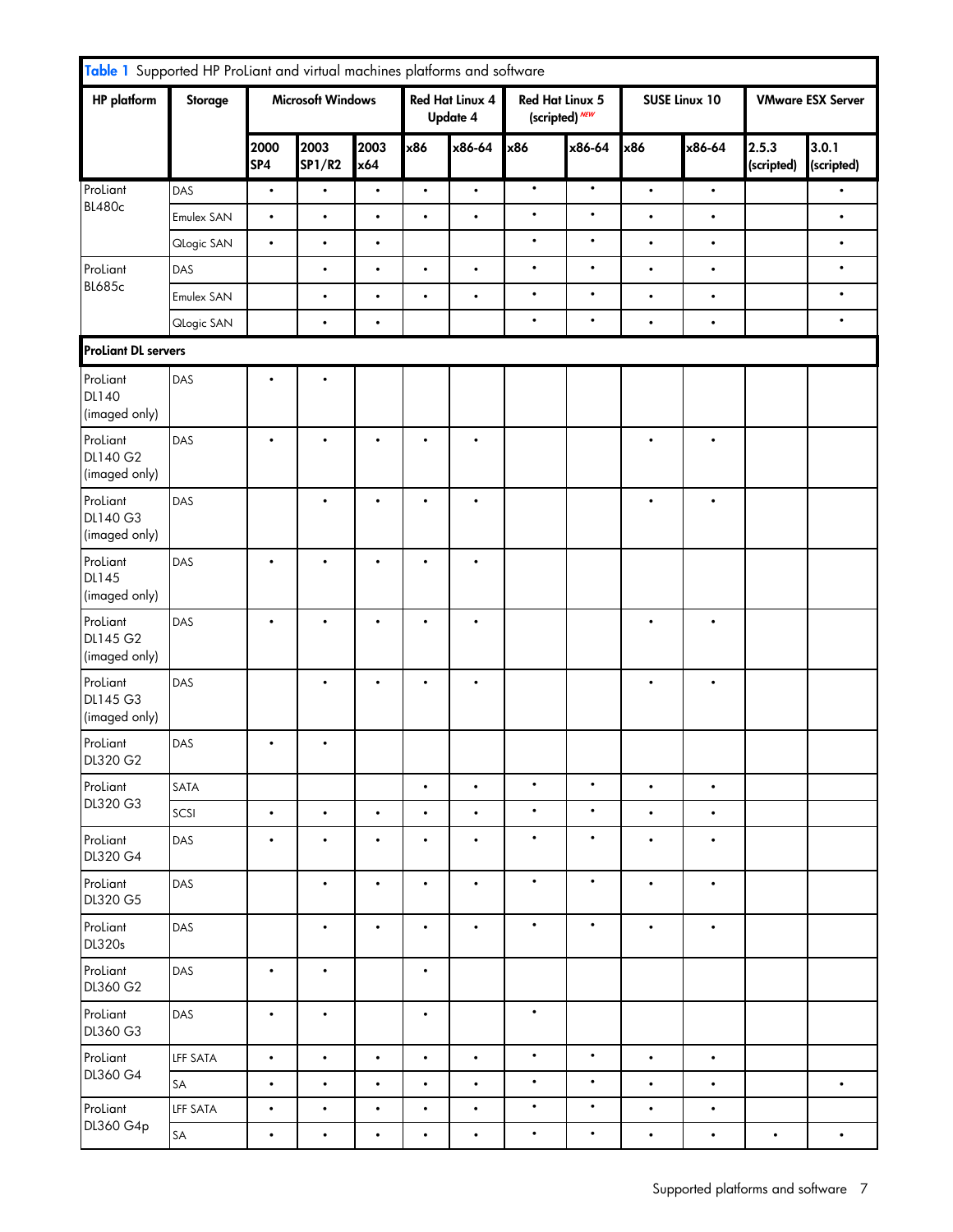**Table 1** Supported HP ProLiant and virtual machines platforms and software

| HP platform | Storage | Microsoft Windows | | | Red Hat Linux 4 Update 4 | | Red Hat Linux 5 (scripted) NEW | | SUSE Linux 10 | | VMware ESX Server | |
|---|---|---|---|---|---|---|---|---|---|---|---|---|
| | | 2000 SP4 | 2003 SP1/R2 | 2003 x64 | x86 | x86-64 | x86 | x86-64 | x86 | x86-64 | 2.5.3 (scripted) | 3.0.1 (scripted) |
| ProLiant BL480c | DAS | • | • | • | • | • | • | • | • | • | | • |
| | Emulex SAN | • | • | • | • | • | • | • | • | • | | • |
| | QLogic SAN | • | • | • | | | • | • | • | • | | • |
| ProLiant BL685c | DAS | | • | • | • | • | • | • | • | • | | • |
| | Emulex SAN | | • | • | • | • | • | • | • | • | | • |
| | QLogic SAN | | • | • | | | • | • | • | • | | • |
| **ProLiant DL servers** | | | | | | | | | | | | |
| ProLiant DL140 (imaged only) | DAS | • | • | | | | | | | | | |
| ProLiant DL140 G2 (imaged only) | DAS | • | • | • | • | • | | | • | • | | |
| ProLiant DL140 G3 (imaged only) | DAS | | • | • | • | • | | | • | • | | |
| ProLiant DL145 (imaged only) | DAS | • | • | • | • | • | | | | | | |
| ProLiant DL145 G2 (imaged only) | DAS | • | • | • | • | • | | | • | • | | |
| ProLiant DL145 G3 (imaged only) | DAS | | • | • | • | • | | | • | • | | |
| ProLiant DL320 G2 | DAS | • | • | | | | | | | | | |
| ProLiant DL320 G3 | SATA | | | | • | • | • | • | • | • | | |
| | SCSI | • | • | • | • | • | • | • | • | • | | |
| ProLiant DL320 G4 | DAS | • | • | • | • | • | • | • | • | • | | |
| ProLiant DL320 G5 | DAS | | • | • | • | • | • | • | • | • | | |
| ProLiant DL320s | DAS | | • | • | • | • | • | • | • | • | | |
| ProLiant DL360 G2 | DAS | • | • | | • | | | | | | | |
| ProLiant DL360 G3 | DAS | • | • | | • | | • | | | | | |
| ProLiant DL360 G4 | LFF SATA | • | • | • | • | • | • | • | • | • | | |
| | SA | • | • | • | • | • | • | • | • | • | | • |
| ProLiant DL360 G4p | LFF SATA | • | • | • | • | • | • | • | • | • | | |
| | SA | • | • | • | • | • | • | • | • | • | • | • |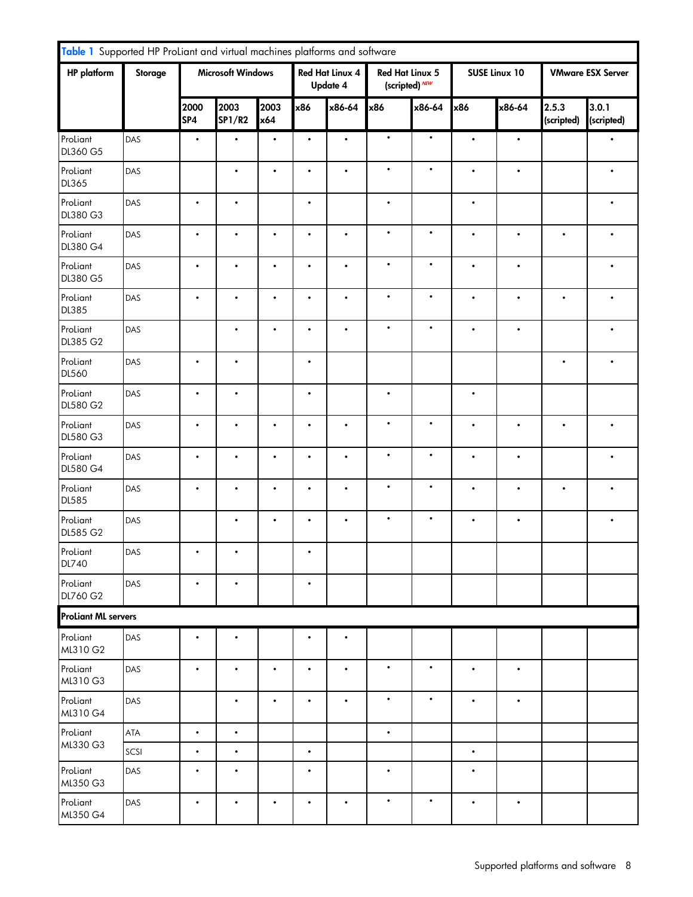Table 1 Supported HP ProLiant and virtual machines platforms and software

| HP platform | Storage | Microsoft Windows | | | Red Hat Linux 4 Update 4 | | Red Hat Linux 5 (scripted) NEW | | SUSE Linux 10 | | VMware ESX Server | |
|---|---|---|---|---|---|---|---|---|---|---|---|---|
| | | 2000 SP4 | 2003 SP1/R2 | 2003 x64 | x86 | x86-64 | x86 | x86-64 | x86 | x86-64 | 2.5.3 (scripted) | 3.0.1 (scripted) |
| ProLiant DL360 G5 | DAS | • | • | • | • | • | • | • | • | • | | • |
| ProLiant DL365 | DAS | | • | • | • | • | • | • | • | • | | • |
| ProLiant DL380 G3 | DAS | • | • | | • | | • | | • | | | • |
| ProLiant DL380 G4 | DAS | • | • | • | • | • | • | • | • | • | • | • |
| ProLiant DL380 G5 | DAS | • | • | • | • | • | • | • | • | • | | • |
| ProLiant DL385 | DAS | • | • | • | • | • | • | • | • | • | • | • |
| ProLiant DL385 G2 | DAS | | • | • | • | • | • | • | • | • | | • |
| ProLiant DL560 | DAS | • | • | | • | | | | | | • | • |
| ProLiant DL580 G2 | DAS | • | • | | • | | • | | • | | | |
| ProLiant DL580 G3 | DAS | • | • | • | • | • | • | • | • | • | • | • |
| ProLiant DL580 G4 | DAS | • | • | • | • | • | • | • | • | • | | • |
| ProLiant DL585 | DAS | • | • | • | • | • | • | • | • | • | • | • |
| ProLiant DL585 G2 | DAS | | • | • | • | • | • | • | • | • | | • |
| ProLiant DL740 | DAS | • | • | | • | | | | | | | |
| ProLiant DL760 G2 | DAS | • | • | | • | | | | | | | |
| **ProLiant ML servers** | | | | | | | | | | | | |
| ProLiant ML310 G2 | DAS | • | • | | • | • | | | | | | |
| ProLiant ML310 G3 | DAS | • | • | • | • | • | • | • | • | • | | |
| ProLiant ML310 G4 | DAS | | • | • | • | • | • | • | • | • | | |
| ProLiant ML330 G3 | ATA | • | • | | | | • | | | | | |
| | SCSI | • | • | | • | | | | • | | | |
| ProLiant ML350 G3 | DAS | • | • | | • | | • | | • | | | |
| ProLiant ML350 G4 | DAS | • | • | • | • | • | • | • | • | • | | |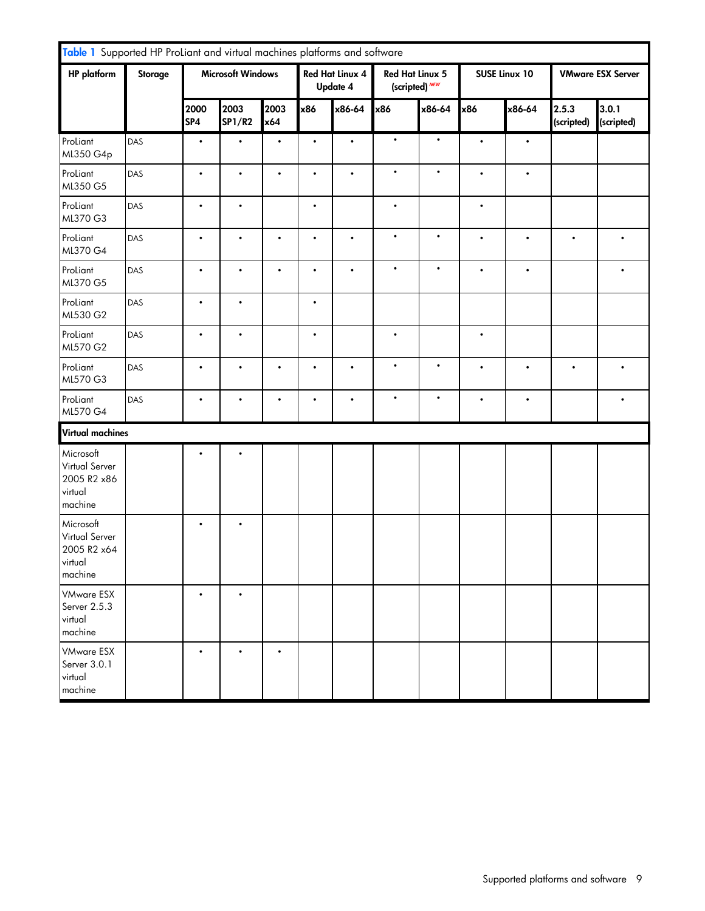**Table 1** Supported HP ProLiant and virtual machines platforms and software

| HP platform | Storage | Microsoft Windows | | | Red Hat Linux 4 Update 4 | | Red Hat Linux 5 (scripted) NEW | | SUSE Linux 10 | | VMware ESX Server | |
|---|---|---|---|---|---|---|---|---|---|---|---|---|
| | | 2000 SP4 | 2003 SP1/R2 | 2003 x64 | x86 | x86-64 | x86 | x86-64 | x86 | x86-64 | 2.5.3 (scripted) | 3.0.1 (scripted) |
| ProLiant ML350 G4p | DAS | • | • | • | • | • | • | • | • | • | | |
| ProLiant ML350 G5 | DAS | • | • | • | • | • | • | • | • | • | | |
| ProLiant ML370 G3 | DAS | • | • | | • | | • | | • | | | |
| ProLiant ML370 G4 | DAS | • | • | • | • | • | • | • | • | • | • | • |
| ProLiant ML370 G5 | DAS | • | • | • | • | • | • | • | • | • | | • |
| ProLiant ML530 G2 | DAS | • | • | | • | | | | | | | |
| ProLiant ML570 G2 | DAS | • | • | | • | | • | | • | | | |
| ProLiant ML570 G3 | DAS | • | • | • | • | • | • | • | • | • | • | • |
| ProLiant ML570 G4 | DAS | • | • | • | • | • | • | • | • | • | | • |
| **Virtual machines** | | | | | | | | | | | | |
| Microsoft Virtual Server 2005 R2 x86 virtual machine | | • | • | | | | | | | | | |
| Microsoft Virtual Server 2005 R2 x64 virtual machine | | • | • | | | | | | | | | |
| VMware ESX Server 2.5.3 virtual machine | | • | • | | | | | | | | | |
| VMware ESX Server 3.0.1 virtual machine | | • | • | • | | | | | | | | |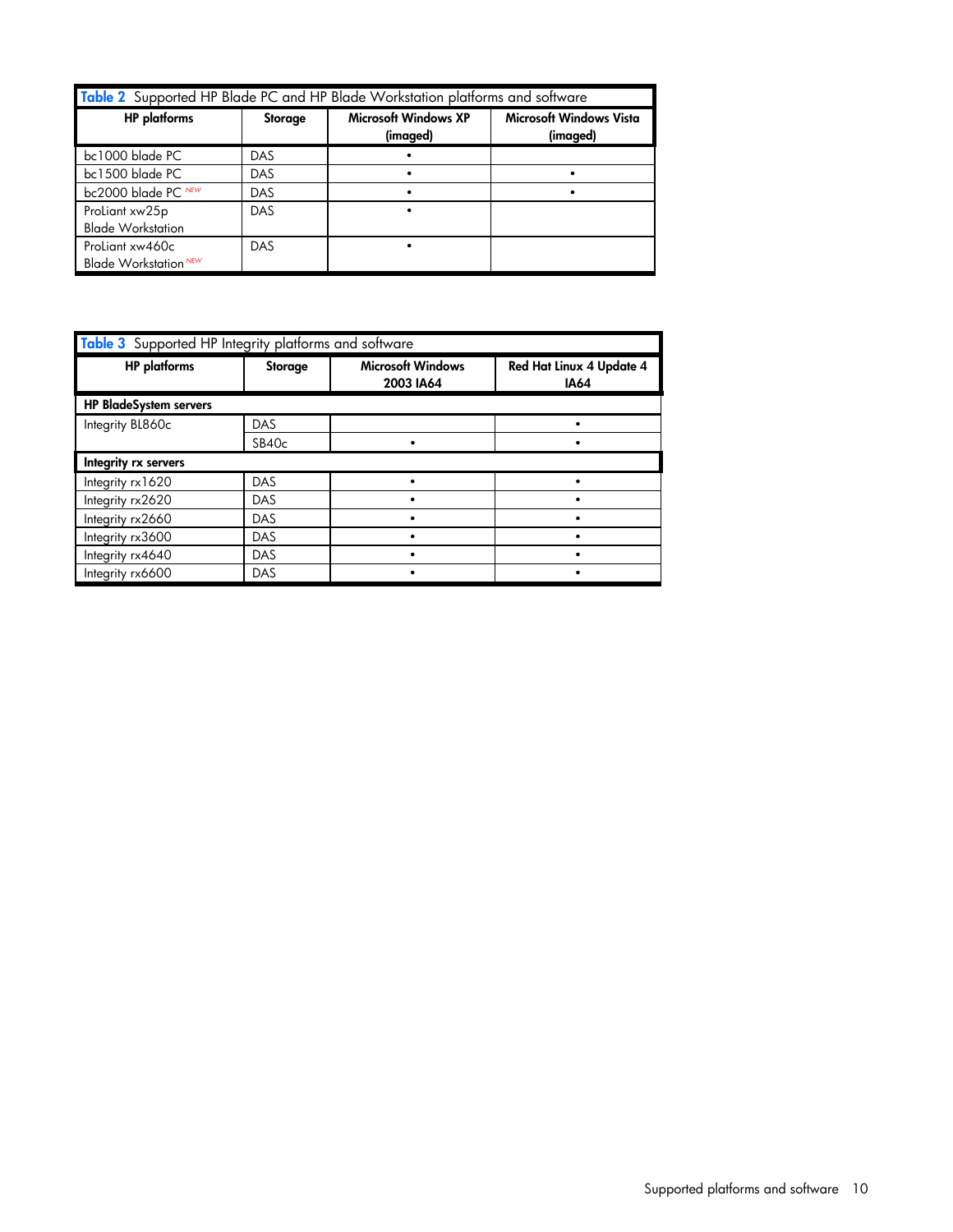**Table 2** Supported HP Blade PC and HP Blade Workstation platforms and software

| HP platforms | Storage | Microsoft Windows XP (imaged) | Microsoft Windows Vista (imaged) |
| --- | --- | --- | --- |
| bc1000 blade PC | DAS | • | |
| bc1500 blade PC | DAS | • | • |
| bc2000 blade PC NEW | DAS | • | • |
| ProLiant xw25p Blade Workstation | DAS | • | |
| ProLiant xw460c Blade Workstation NEW | DAS | • | |

**Table 3** Supported HP Integrity platforms and software

| HP platforms | Storage | Microsoft Windows 2003 IA64 | Red Hat Linux 4 Update 4 IA64 |
| --- | --- | --- | --- |
| **HP BladeSystem servers** | | | |
| Integrity BL860c | DAS | | • |
| | SB40c | • | • |
| **Integrity rx servers** | | | |
| Integrity rx1620 | DAS | • | • |
| Integrity rx2620 | DAS | • | • |
| Integrity rx2660 | DAS | • | • |
| Integrity rx3600 | DAS | • | • |
| Integrity rx4640 | DAS | • | • |
| Integrity rx6600 | DAS | • | • |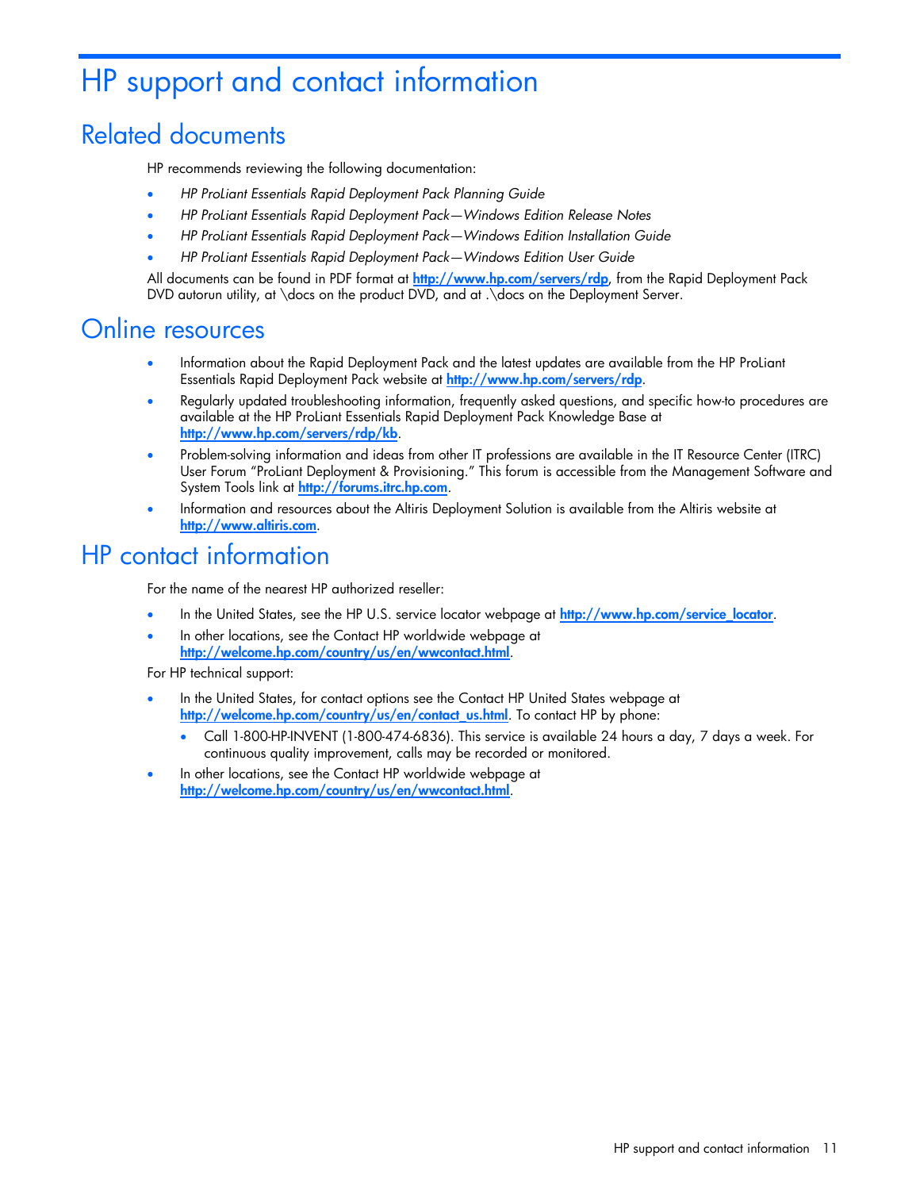# HP support and contact information

## Related documents

HP recommends reviewing the following documentation:

- *HP ProLiant Essentials Rapid Deployment Pack Planning Guide*
- *HP ProLiant Essentials Rapid Deployment Pack—Windows Edition Release Notes*
- *HP ProLiant Essentials Rapid Deployment Pack—Windows Edition Installation Guide*
- *HP ProLiant Essentials Rapid Deployment Pack—Windows Edition User Guide*

All documents can be found in PDF format at **http://www.hp.com/servers/rdp**, from the Rapid Deployment Pack DVD autorun utility, at \docs on the product DVD, and at .\docs on the Deployment Server.

## Online resources

- Information about the Rapid Deployment Pack and the latest updates are available from the HP ProLiant Essentials Rapid Deployment Pack website at **http://www.hp.com/servers/rdp**.
- Regularly updated troubleshooting information, frequently asked questions, and specific how-to procedures are available at the HP ProLiant Essentials Rapid Deployment Pack Knowledge Base at **http://www.hp.com/servers/rdp/kb**.
- Problem-solving information and ideas from other IT professions are available in the IT Resource Center (ITRC) User Forum "ProLiant Deployment & Provisioning." This forum is accessible from the Management Software and System Tools link at **http://forums.itrc.hp.com**.
- Information and resources about the Altiris Deployment Solution is available from the Altiris website at **http://www.altiris.com**.

## HP contact information

For the name of the nearest HP authorized reseller:

- In the United States, see the HP U.S. service locator webpage at **http://www.hp.com/service_locator**.
- In other locations, see the Contact HP worldwide webpage at **http://welcome.hp.com/country/us/en/wwcontact.html**.

For HP technical support:

- In the United States, for contact options see the Contact HP United States webpage at **http://welcome.hp.com/country/us/en/contact_us.html**. To contact HP by phone:
  - Call 1-800-HP-INVENT (1-800-474-6836). This service is available 24 hours a day, 7 days a week. For continuous quality improvement, calls may be recorded or monitored.
- In other locations, see the Contact HP worldwide webpage at **http://welcome.hp.com/country/us/en/wwcontact.html**.